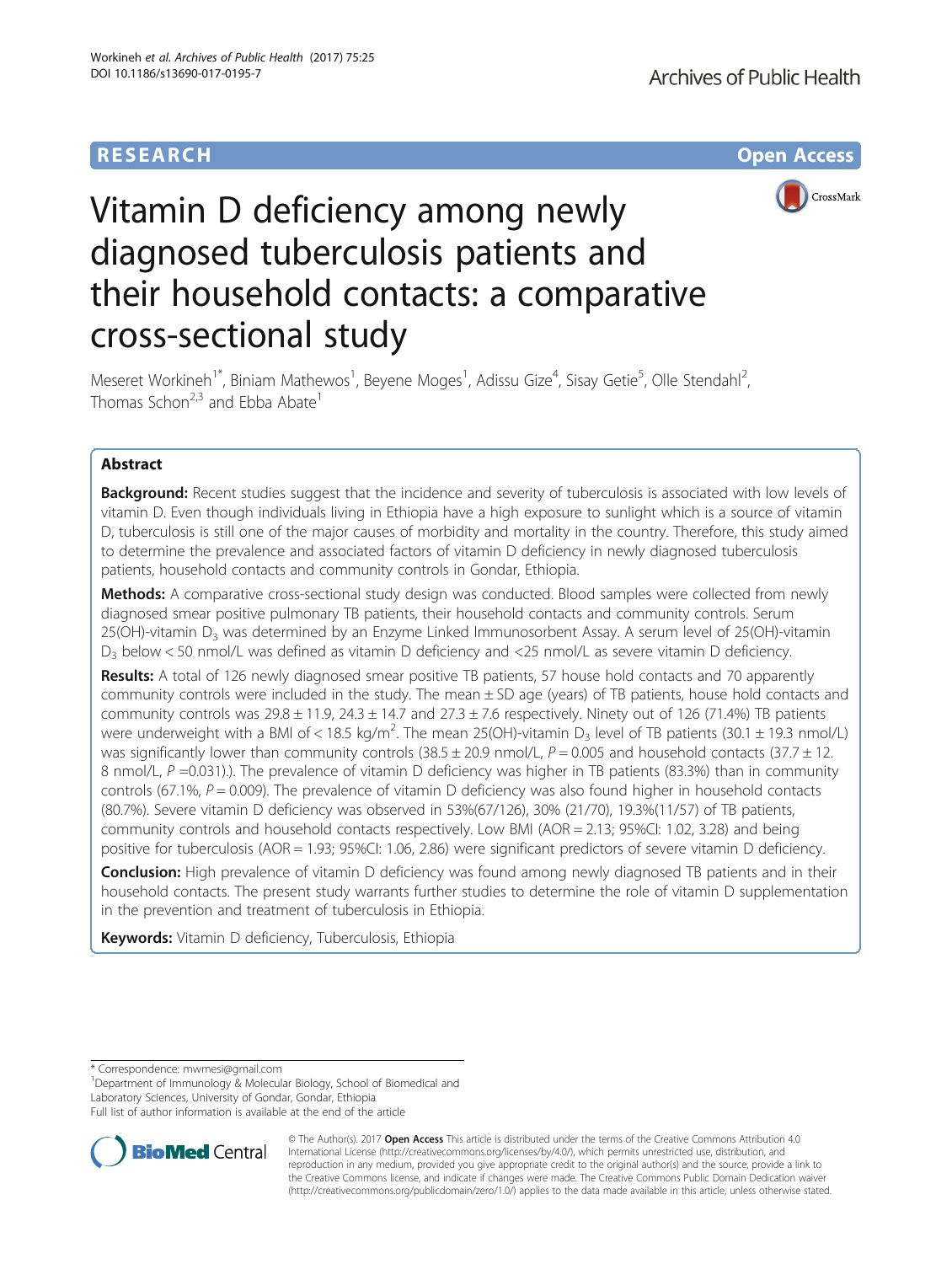RESEARCH

Open Access

# Vitamin D deficiency among newly diagnosed tuberculosis patients and their household contacts: a comparative cross-sectional study

Meseret Workineh[1*], Biniam Mathewos[1], Beyene Moges[1], Adissu Gize[4], Sisay Getie[5], Olle Stendahl[2], Thomas Schon[2,3] and Ebba Abate[1]

## Abstract

**Background:** Recent studies suggest that the incidence and severity of tuberculosis is associated with low levels of vitamin D. Even though individuals living in Ethiopia have a high exposure to sunlight which is a source of vitamin D, tuberculosis is still one of the major causes of morbidity and mortality in the country. Therefore, this study aimed to determine the prevalence and associated factors of vitamin D deficiency in newly diagnosed tuberculosis patients, household contacts and community controls in Gondar, Ethiopia.

**Methods:** A comparative cross-sectional study design was conducted. Blood samples were collected from newly diagnosed smear positive pulmonary TB patients, their household contacts and community controls. Serum 25(OH)-vitamin $D_3$ was determined by an Enzyme Linked Immunosorbent Assay. A serum level of 25(OH)-vitamin $D_3$ below < 50 nmol/L was defined as vitamin D deficiency and <25 nmol/L as severe vitamin D deficiency.

**Results:** A total of 126 newly diagnosed smear positive TB patients, 57 house hold contacts and 70 apparently community controls were included in the study. The mean ± SD age (years) of TB patients, house hold contacts and community controls was 29.8 ± 11.9, 24.3 ± 14.7 and 27.3 ± 7.6 respectively. Ninety out of 126 (71.4%) TB patients were underweight with a BMI of < 18.5 kg/m$^2$. The mean 25(OH)-vitamin $D_3$ level of TB patients (30.1 ± 19.3 nmol/L) was significantly lower than community controls (38.5 ± 20.9 nmol/L, $P = 0.005$ and household contacts (37.7 ± 12.8 nmol/L, $P = 0.031$).). The prevalence of vitamin D deficiency was higher in TB patients (83.3%) than in community controls (67.1%, $P = 0.009$). The prevalence of vitamin D deficiency was also found higher in household contacts (80.7%). Severe vitamin D deficiency was observed in 53%(67/126), 30% (21/70), 19.3%(11/57) of TB patients, community controls and household contacts respectively. Low BMI (AOR = 2.13; 95%CI: 1.02, 3.28) and being positive for tuberculosis (AOR = 1.93; 95%CI: 1.06, 2.86) were significant predictors of severe vitamin D deficiency.

**Conclusion:** High prevalence of vitamin D deficiency was found among newly diagnosed TB patients and in their household contacts. The present study warrants further studies to determine the role of vitamin D supplementation in the prevention and treatment of tuberculosis in Ethiopia.

**Keywords:** Vitamin D deficiency, Tuberculosis, Ethiopia

\* Correspondence: mwmesi@gmail.com
[1]Department of Immunology & Molecular Biology, School of Biomedical and Laboratory Sciences, University of Gondar, Gondar, Ethiopia
Full list of author information is available at the end of the article

© The Author(s). 2017 **Open Access** This article is distributed under the terms of the Creative Commons Attribution 4.0 International License (http://creativecommons.org/licenses/by/4.0/), which permits unrestricted use, distribution, and reproduction in any medium, provided you give appropriate credit to the original author(s) and the source, provide a link to the Creative Commons license, and indicate if changes were made. The Creative Commons Public Domain Dedication waiver (http://creativecommons.org/publicdomain/zero/1.0/) applies to the data made available in this article, unless otherwise stated.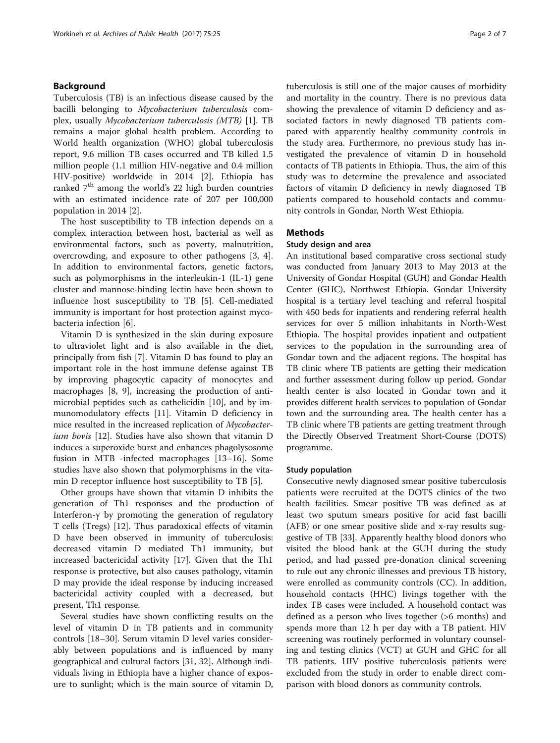## Background

Tuberculosis (TB) is an infectious disease caused by the bacilli belonging to *Mycobacterium tuberculosis* complex, usually *Mycobacterium tuberculosis (MTB)* [1]. TB remains a major global health problem. According to World health organization (WHO) global tuberculosis report, 9.6 million TB cases occurred and TB killed 1.5 million people (1.1 million HIV-negative and 0.4 million HIV-positive) worldwide in 2014 [2]. Ethiopia has ranked 7[th] among the world's 22 high burden countries with an estimated incidence rate of 207 per 100,000 population in 2014 [2].

The host susceptibility to TB infection depends on a complex interaction between host, bacterial as well as environmental factors, such as poverty, malnutrition, overcrowding, and exposure to other pathogens [3, 4]. In addition to environmental factors, genetic factors, such as polymorphisms in the interleukin-1 (IL-1) gene cluster and mannose-binding lectin have been shown to influence host susceptibility to TB [5]. Cell-mediated immunity is important for host protection against mycobacteria infection [6].

Vitamin D is synthesized in the skin during exposure to ultraviolet light and is also available in the diet, principally from fish [7]. Vitamin D has found to play an important role in the host immune defense against TB by improving phagocytic capacity of monocytes and macrophages [8, 9], increasing the production of antimicrobial peptides such as cathelicidin [10], and by immunomodulatory effects [11]. Vitamin D deficiency in mice resulted in the increased replication of *Mycobacterium bovis* [12]. Studies have also shown that vitamin D induces a superoxide burst and enhances phagolysosome fusion in MTB -infected macrophages [13–16]. Some studies have also shown that polymorphisms in the vitamin D receptor influence host susceptibility to TB [5].

Other groups have shown that vitamin D inhibits the generation of Th1 responses and the production of Interferon-γ by promoting the generation of regulatory T cells (Tregs) [12]. Thus paradoxical effects of vitamin D have been observed in immunity of tuberculosis: decreased vitamin D mediated Th1 immunity, but increased bactericidal activity [17]. Given that the Th1 response is protective, but also causes pathology, vitamin D may provide the ideal response by inducing increased bactericidal activity coupled with a decreased, but present, Th1 response.

Several studies have shown conflicting results on the level of vitamin D in TB patients and in community controls [18–30]. Serum vitamin D level varies considerably between populations and is influenced by many geographical and cultural factors [31, 32]. Although individuals living in Ethiopia have a higher chance of exposure to sunlight; which is the main source of vitamin D, tuberculosis is still one of the major causes of morbidity and mortality in the country. There is no previous data showing the prevalence of vitamin D deficiency and associated factors in newly diagnosed TB patients compared with apparently healthy community controls in the study area. Furthermore, no previous study has investigated the prevalence of vitamin D in household contacts of TB patients in Ethiopia. Thus, the aim of this study was to determine the prevalence and associated factors of vitamin D deficiency in newly diagnosed TB patients compared to household contacts and community controls in Gondar, North West Ethiopia.

## Methods

### Study design and area

An institutional based comparative cross sectional study was conducted from January 2013 to May 2013 at the University of Gondar Hospital (GUH) and Gondar Health Center (GHC), Northwest Ethiopia. Gondar University hospital is a tertiary level teaching and referral hospital with 450 beds for inpatients and rendering referral health services for over 5 million inhabitants in North-West Ethiopia. The hospital provides inpatient and outpatient services to the population in the surrounding area of Gondar town and the adjacent regions. The hospital has TB clinic where TB patients are getting their medication and further assessment during follow up period. Gondar health center is also located in Gondar town and it provides different health services to population of Gondar town and the surrounding area. The health center has a TB clinic where TB patients are getting treatment through the Directly Observed Treatment Short-Course (DOTS) programme.

### Study population

Consecutive newly diagnosed smear positive tuberculosis patients were recruited at the DOTS clinics of the two health facilities. Smear positive TB was defined as at least two sputum smears positive for acid fast bacilli (AFB) or one smear positive slide and x-ray results suggestive of TB [33]. Apparently healthy blood donors who visited the blood bank at the GUH during the study period, and had passed pre-donation clinical screening to rule out any chronic illnesses and previous TB history, were enrolled as community controls (CC). In addition, household contacts (HHC) livings together with the index TB cases were included. A household contact was defined as a person who lives together (>6 months) and spends more than 12 h per day with a TB patient. HIV screening was routinely performed in voluntary counseling and testing clinics (VCT) at GUH and GHC for all TB patients. HIV positive tuberculosis patients were excluded from the study in order to enable direct comparison with blood donors as community controls.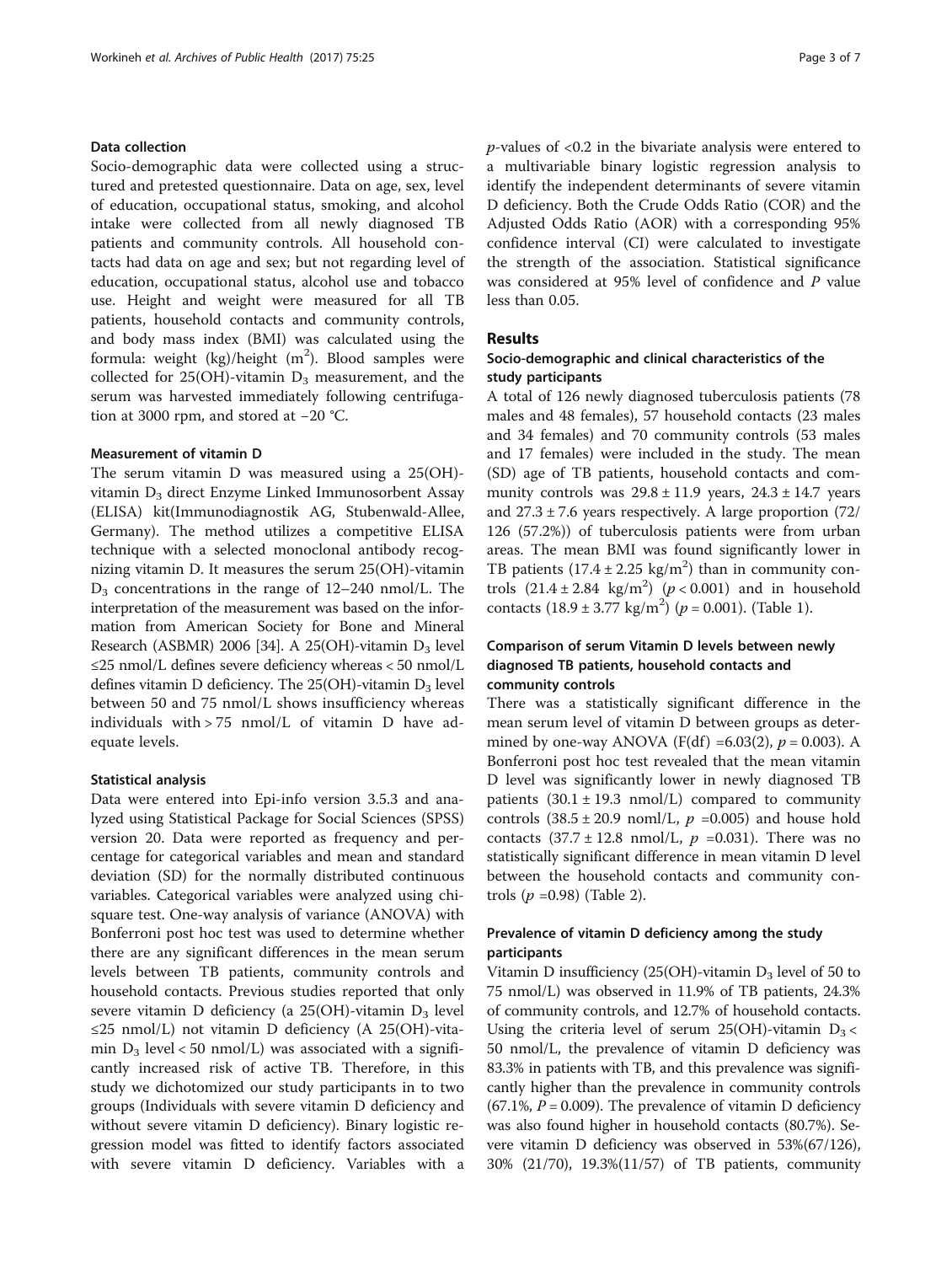### Data collection

Socio-demographic data were collected using a structured and pretested questionnaire. Data on age, sex, level of education, occupational status, smoking, and alcohol intake were collected from all newly diagnosed TB patients and community controls. All household contacts had data on age and sex; but not regarding level of education, occupational status, alcohol use and tobacco use. Height and weight were measured for all TB patients, household contacts and community controls, and body mass index (BMI) was calculated using the formula: weight (kg)/height ($m^2$). Blood samples were collected for 25(OH)-vitamin $D_3$ measurement, and the serum was harvested immediately following centrifugation at 3000 rpm, and stored at −20 °C.

### Measurement of vitamin D

The serum vitamin D was measured using a 25(OH)-vitamin $D_3$ direct Enzyme Linked Immunosorbent Assay (ELISA) kit(Immunodiagnostik AG, Stubenwald-Allee, Germany). The method utilizes a competitive ELISA technique with a selected monoclonal antibody recognizing vitamin D. It measures the serum 25(OH)-vitamin $D_3$ concentrations in the range of 12–240 nmol/L. The interpretation of the measurement was based on the information from American Society for Bone and Mineral Research (ASBMR) 2006 [34]. A 25(OH)-vitamin $D_3$ level ≤25 nmol/L defines severe deficiency whereas < 50 nmol/L defines vitamin D deficiency. The 25(OH)-vitamin $D_3$ level between 50 and 75 nmol/L shows insufficiency whereas individuals with > 75 nmol/L of vitamin D have adequate levels.

### Statistical analysis

Data were entered into Epi-info version 3.5.3 and analyzed using Statistical Package for Social Sciences (SPSS) version 20. Data were reported as frequency and percentage for categorical variables and mean and standard deviation (SD) for the normally distributed continuous variables. Categorical variables were analyzed using chi-square test. One-way analysis of variance (ANOVA) with Bonferroni post hoc test was used to determine whether there are any significant differences in the mean serum levels between TB patients, community controls and household contacts. Previous studies reported that only severe vitamin D deficiency (a 25(OH)-vitamin $D_3$ level ≤25 nmol/L) not vitamin D deficiency (A 25(OH)-vitamin $D_3$ level < 50 nmol/L) was associated with a significantly increased risk of active TB. Therefore, in this study we dichotomized our study participants in to two groups (Individuals with severe vitamin D deficiency and without severe vitamin D deficiency). Binary logistic regression model was fitted to identify factors associated with severe vitamin D deficiency. Variables with a $p$-values of <0.2 in the bivariate analysis were entered to a multivariable binary logistic regression analysis to identify the independent determinants of severe vitamin D deficiency. Both the Crude Odds Ratio (COR) and the Adjusted Odds Ratio (AOR) with a corresponding 95% confidence interval (CI) were calculated to investigate the strength of the association. Statistical significance was considered at 95% level of confidence and $P$ value less than 0.05.

## Results

### Socio-demographic and clinical characteristics of the study participants

A total of 126 newly diagnosed tuberculosis patients (78 males and 48 females), 57 household contacts (23 males and 34 females) and 70 community controls (53 males and 17 females) were included in the study. The mean (SD) age of TB patients, household contacts and community controls was 29.8 ± 11.9 years, 24.3 ± 14.7 years and 27.3 ± 7.6 years respectively. A large proportion (72/126 (57.2%)) of tuberculosis patients were from urban areas. The mean BMI was found significantly lower in TB patients (17.4 ± 2.25 kg/$m^2$) than in community controls (21.4 ± 2.84 kg/$m^2$) ($p < 0.001$) and in household contacts (18.9 ± 3.77 kg/$m^2$) ($p = 0.001$). (Table 1).

### Comparison of serum Vitamin D levels between newly diagnosed TB patients, household contacts and community controls

There was a statistically significant difference in the mean serum level of vitamin D between groups as determined by one-way ANOVA (F(df) =6.03(2), $p = 0.003$). A Bonferroni post hoc test revealed that the mean vitamin D level was significantly lower in newly diagnosed TB patients (30.1 ± 19.3 nmol/L) compared to community controls (38.5 ± 20.9 noml/L, $p$ =0.005) and house hold contacts (37.7 ± 12.8 nmol/L, $p$ =0.031). There was no statistically significant difference in mean vitamin D level between the household contacts and community controls ($p$ =0.98) (Table 2).

### Prevalence of vitamin D deficiency among the study participants

Vitamin D insufficiency (25(OH)-vitamin $D_3$ level of 50 to 75 nmol/L) was observed in 11.9% of TB patients, 24.3% of community controls, and 12.7% of household contacts. Using the criteria level of serum 25(OH)-vitamin $D_3$ < 50 nmol/L, the prevalence of vitamin D deficiency was 83.3% in patients with TB, and this prevalence was significantly higher than the prevalence in community controls (67.1%, $P = 0.009$). The prevalence of vitamin D deficiency was also found higher in household contacts (80.7%). Severe vitamin D deficiency was observed in 53%(67/126), 30% (21/70), 19.3%(11/57) of TB patients, community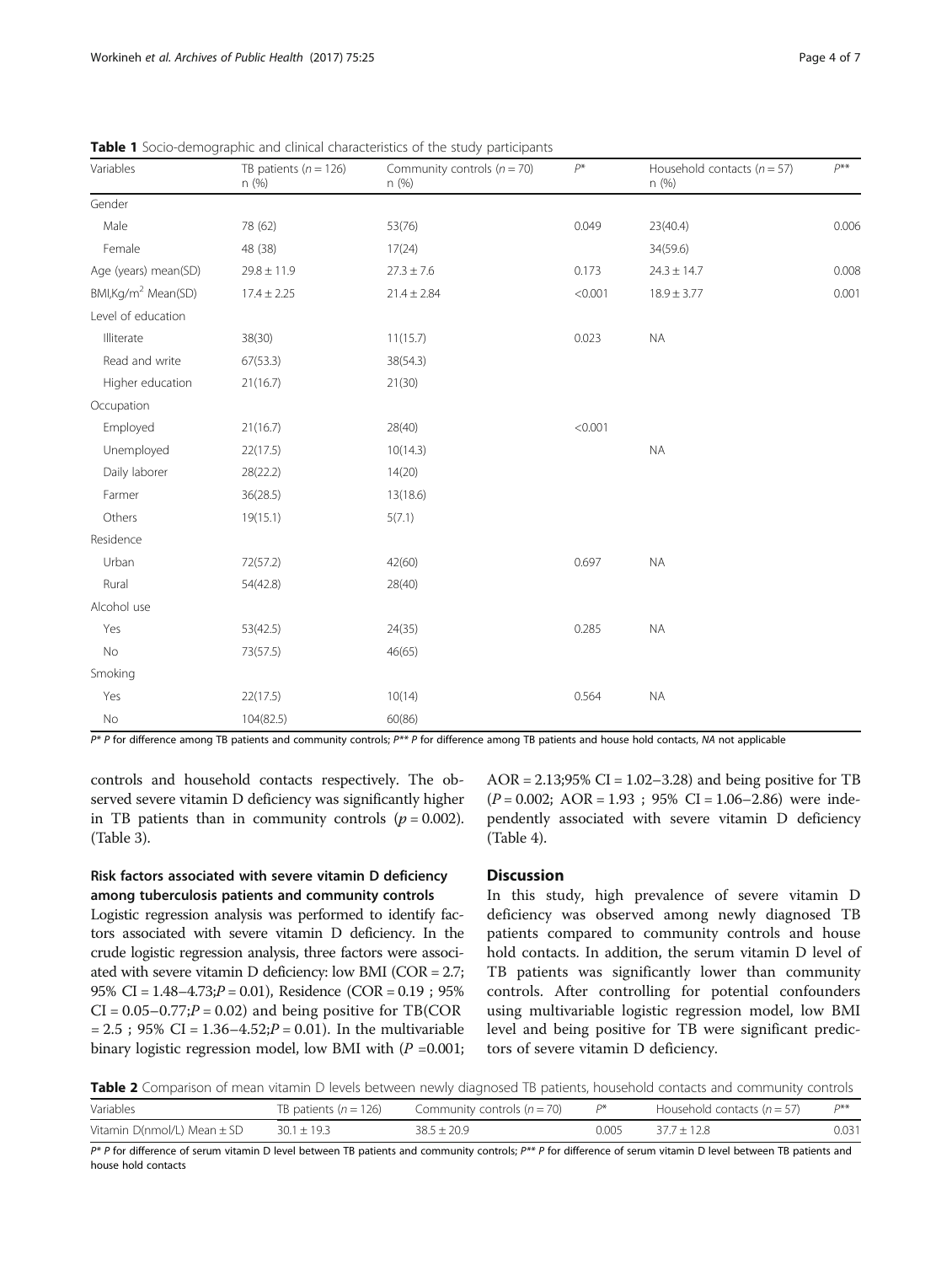**Table 1** Socio-demographic and clinical characteristics of the study participants

| Variables | TB patients ($n = 126$) n (%) | Community controls ($n = 70$) n (%) | $P^*$ | Household contacts ($n = 57$) n (%) | $P^{**}$ |
|---|---|---|---|---|---|
| Gender | | | | | |
| Male | 78 (62) | 53(76) | 0.049 | 23(40.4) | 0.006 |
| Female | 48 (38) | 17(24) | | 34(59.6) | |
| Age (years) mean(SD) | 29.8 ± 11.9 | 27.3 ± 7.6 | 0.173 | 24.3 ± 14.7 | 0.008 |
| BMI,Kg/m$^2$ Mean(SD) | 17.4 ± 2.25 | 21.4 ± 2.84 | <0.001 | 18.9 ± 3.77 | 0.001 |
| Level of education | | | | | |
| Illiterate | 38(30) | 11(15.7) | 0.023 | NA | |
| Read and write | 67(53.3) | 38(54.3) | | | |
| Higher education | 21(16.7) | 21(30) | | | |
| Occupation | | | | | |
| Employed | 21(16.7) | 28(40) | <0.001 | | |
| Unemployed | 22(17.5) | 10(14.3) | | NA | |
| Daily laborer | 28(22.2) | 14(20) | | | |
| Farmer | 36(28.5) | 13(18.6) | | | |
| Others | 19(15.1) | 5(7.1) | | | |
| Residence | | | | | |
| Urban | 72(57.2) | 42(60) | 0.697 | NA | |
| Rural | 54(42.8) | 28(40) | | | |
| Alcohol use | | | | | |
| Yes | 53(42.5) | 24(35) | 0.285 | NA | |
| No | 73(57.5) | 46(65) | | | |
| Smoking | | | | | |
| Yes | 22(17.5) | 10(14) | 0.564 | NA | |
| No | 104(82.5) | 60(86) | | | |

$P^*$ P for difference among TB patients and community controls; $P^{**}$ P for difference among TB patients and house hold contacts, *NA* not applicable

controls and household contacts respectively. The observed severe vitamin D deficiency was significantly higher in TB patients than in community controls ($p = 0.002$). (Table 3).

### Risk factors associated with severe vitamin D deficiency among tuberculosis patients and community controls

Logistic regression analysis was performed to identify factors associated with severe vitamin D deficiency. In the crude logistic regression analysis, three factors were associated with severe vitamin D deficiency: low BMI (COR = 2.7; 95% CI = 1.48–4.73;$P = 0.01$), Residence (COR = 0.19 ; 95% CI = 0.05–0.77;$P = 0.02$) and being positive for TB(COR = 2.5 ; 95% CI = 1.36–4.52;$P = 0.01$). In the multivariable binary logistic regression model, low BMI with ($P = 0.001$; AOR = 2.13;95% CI = 1.02–3.28) and being positive for TB ($P = 0.002$; AOR = 1.93 ; 95% CI = 1.06–2.86) were independently associated with severe vitamin D deficiency (Table 4).

## Discussion

In this study, high prevalence of severe vitamin D deficiency was observed among newly diagnosed TB patients compared to community controls and house hold contacts. In addition, the serum vitamin D level of TB patients was significantly lower than community controls. After controlling for potential confounders using multivariable logistic regression model, low BMI level and being positive for TB were significant predictors of severe vitamin D deficiency.

**Table 2** Comparison of mean vitamin D levels between newly diagnosed TB patients, household contacts and community controls

| Variables | TB patients ($n = 126$) | Community controls ($n = 70$) | $P^*$ | Household contacts ($n = 57$) | $P^{**}$ |
|---|---|---|---|---|---|
| Vitamin D(nmol/L) Mean ± SD | 30.1 ± 19.3 | 38.5 ± 20.9 | 0.005 | 37.7 ± 12.8 | 0.031 |

$P^*$ P for difference of serum vitamin D level between TB patients and community controls; $P^{**}$ P for difference of serum vitamin D level between TB patients and house hold contacts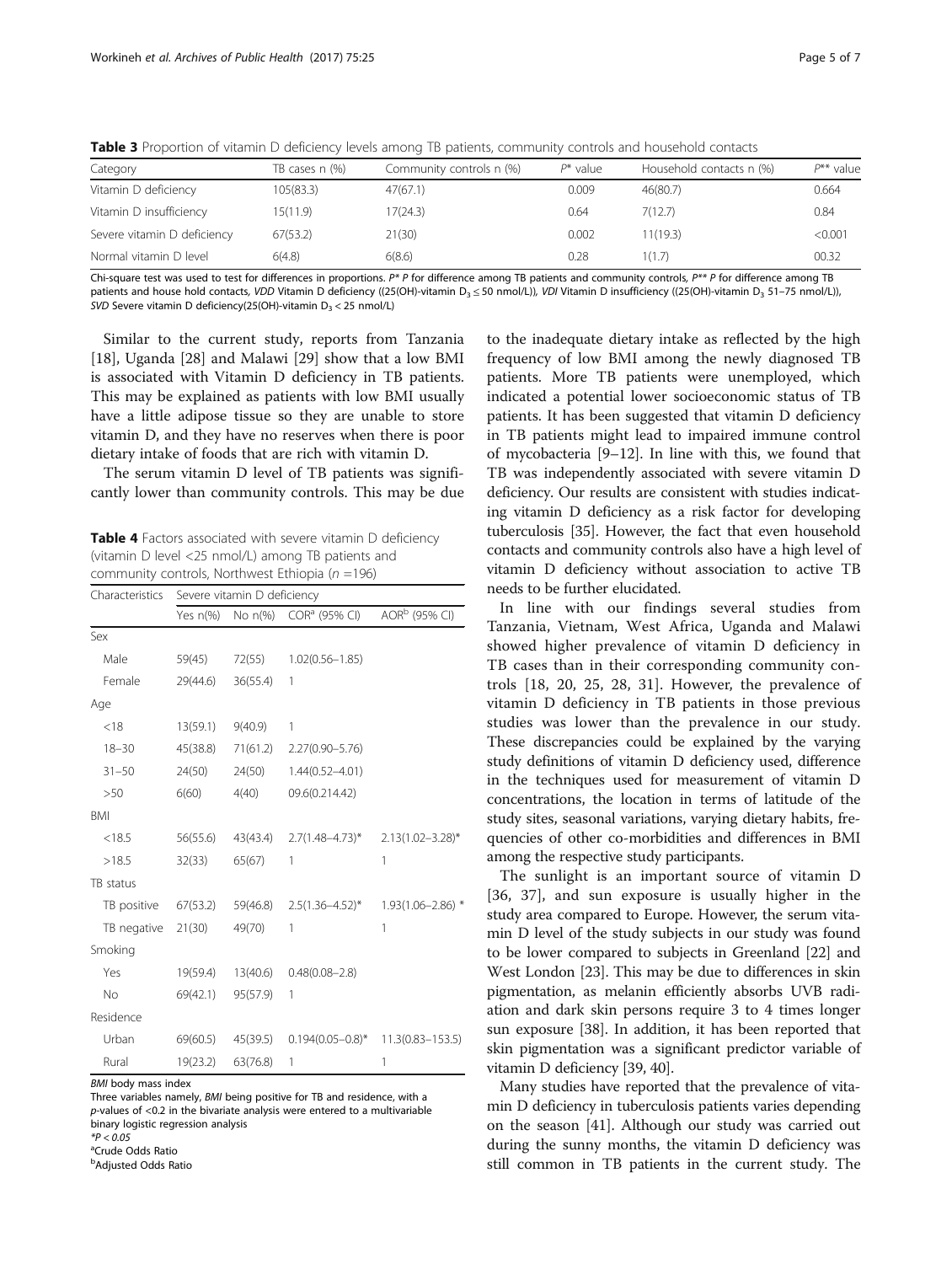**Table 3** Proportion of vitamin D deficiency levels among TB patients, community controls and household contacts

| Category | TB cases n (%) | Community controls n (%) | $P$* value | Household contacts n (%) | $P$** value |
|---|---|---|---|---|---|
| Vitamin D deficiency | 105(83.3) | 47(67.1) | 0.009 | 46(80.7) | 0.664 |
| Vitamin D insufficiency | 15(11.9) | 17(24.3) | 0.64 | 7(12.7) | 0.84 |
| Severe vitamin D deficiency | 67(53.2) | 21(30) | 0.002 | 11(19.3) | <0.001 |
| Normal vitamin D level | 6(4.8) | 6(8.6) | 0.28 | 1(1.7) | 00.32 |

Chi-square test was used to test for differences in proportions. $P$* P for difference among TB patients and community controls, $P$** P for difference among TB patients and house hold contacts, *VDD* Vitamin D deficiency ((25(OH)-vitamin $D_3 \leq 50$ nmol/L)), *VDI* Vitamin D insufficiency ((25(OH)-vitamin $D_3$ 51–75 nmol/L)), *SVD* Severe vitamin D deficiency(25(OH)-vitamin $D_3 < 25$ nmol/L)

Similar to the current study, reports from Tanzania [18], Uganda [28] and Malawi [29] show that a low BMI is associated with Vitamin D deficiency in TB patients. This may be explained as patients with low BMI usually have a little adipose tissue so they are unable to store vitamin D, and they have no reserves when there is poor dietary intake of foods that are rich with vitamin D.

The serum vitamin D level of TB patients was significantly lower than community controls. This may be due to the inadequate dietary intake as reflected by the high frequency of low BMI among the newly diagnosed TB patients. More TB patients were unemployed, which indicated a potential lower socioeconomic status of TB patients. It has been suggested that vitamin D deficiency in TB patients might lead to impaired immune control of mycobacteria [9–12]. In line with this, we found that TB was independently associated with severe vitamin D deficiency. Our results are consistent with studies indicating vitamin D deficiency as a risk factor for developing tuberculosis [35]. However, the fact that even household contacts and community controls also have a high level of vitamin D deficiency without association to active TB needs to be further elucidated.

**Table 4** Factors associated with severe vitamin D deficiency (vitamin D level <25 nmol/L) among TB patients and community controls, Northwest Ethiopia ($n$ =196)

| Characteristics | Severe vitamin D deficiency | | | |
|---|---|---|---|---|
| | Yes n(%) | No n(%) | COR[a] (95% CI) | AOR[b] (95% CI) |
| Sex | | | | |
| Male | 59(45) | 72(55) | 1.02(0.56–1.85) | |
| Female | 29(44.6) | 36(55.4) | 1 | |
| Age | | | | |
| <18 | 13(59.1) | 9(40.9) | 1 | |
| 18–30 | 45(38.8) | 71(61.2) | 2.27(0.90–5.76) | |
| 31–50 | 24(50) | 24(50) | 1.44(0.52–4.01) | |
| >50 | 6(60) | 4(40) | 09.6(0.214.42) | |
| BMI | | | | |
| <18.5 | 56(55.6) | 43(43.4) | 2.7(1.48–4.73)* | 2.13(1.02–3.28)* |
| >18.5 | 32(33) | 65(67) | 1 | 1 |
| TB status | | | | |
| TB positive | 67(53.2) | 59(46.8) | 2.5(1.36–4.52)* | 1.93(1.06–2.86) * |
| TB negative | 21(30) | 49(70) | 1 | 1 |
| Smoking | | | | |
| Yes | 19(59.4) | 13(40.6) | 0.48(0.08–2.8) | |
| No | 69(42.1) | 95(57.9) | 1 | |
| Residence | | | | |
| Urban | 69(60.5) | 45(39.5) | 0.194(0.05–0.8)* | 11.3(0.83–153.5) |
| Rural | 19(23.2) | 63(76.8) | 1 | 1 |

*BMI* body mass index
Three variables namely, *BMI* being positive for TB and residence, with a $p$-values of <0.2 in the bivariate analysis were entered to a multivariable binary logistic regression analysis
*$P < 0.05$
[a]Crude Odds Ratio
[b]Adjusted Odds Ratio

In line with our findings several studies from Tanzania, Vietnam, West Africa, Uganda and Malawi showed higher prevalence of vitamin D deficiency in TB cases than in their corresponding community controls [18, 20, 25, 28, 31]. However, the prevalence of vitamin D deficiency in TB patients in those previous studies was lower than the prevalence in our study. These discrepancies could be explained by the varying study definitions of vitamin D deficiency used, difference in the techniques used for measurement of vitamin D concentrations, the location in terms of latitude of the study sites, seasonal variations, varying dietary habits, frequencies of other co-morbidities and differences in BMI among the respective study participants.

The sunlight is an important source of vitamin D [36, 37], and sun exposure is usually higher in the study area compared to Europe. However, the serum vitamin D level of the study subjects in our study was found to be lower compared to subjects in Greenland [22] and West London [23]. This may be due to differences in skin pigmentation, as melanin efficiently absorbs UVB radiation and dark skin persons require 3 to 4 times longer sun exposure [38]. In addition, it has been reported that skin pigmentation was a significant predictor variable of vitamin D deficiency [39, 40].

Many studies have reported that the prevalence of vitamin D deficiency in tuberculosis patients varies depending on the season [41]. Although our study was carried out during the sunny months, the vitamin D deficiency was still common in TB patients in the current study. The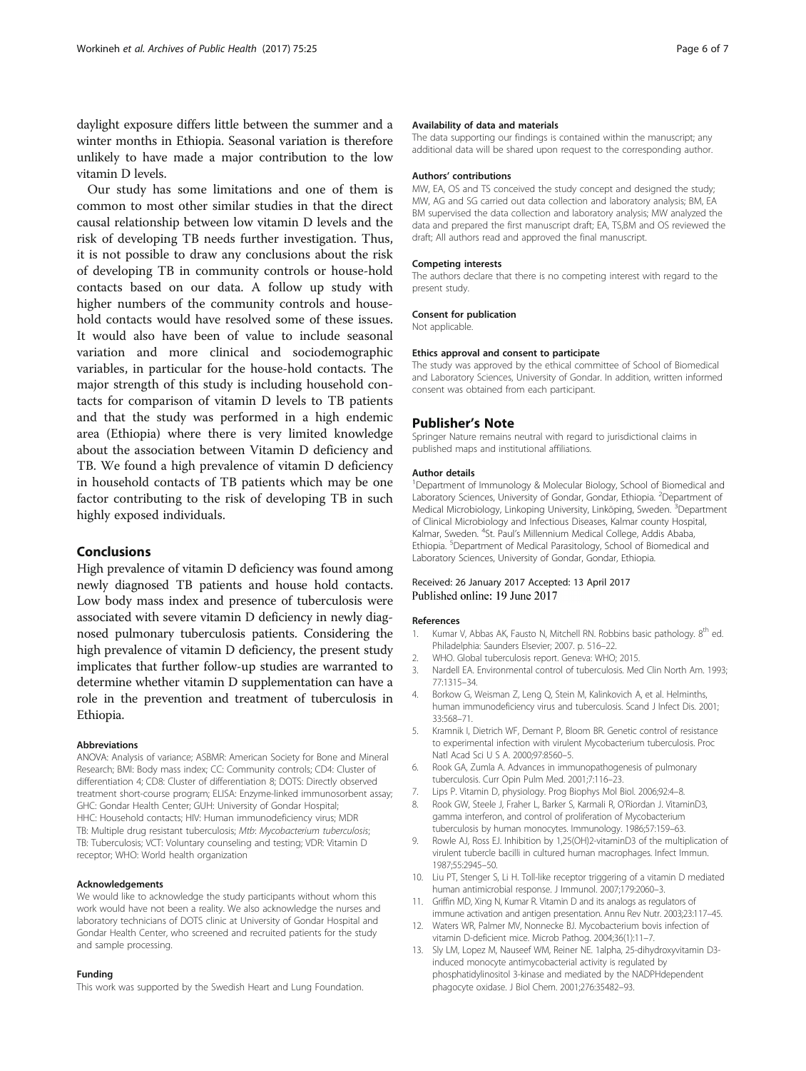daylight exposure differs little between the summer and a winter months in Ethiopia. Seasonal variation is therefore unlikely to have made a major contribution to the low vitamin D levels.

Our study has some limitations and one of them is common to most other similar studies in that the direct causal relationship between low vitamin D levels and the risk of developing TB needs further investigation. Thus, it is not possible to draw any conclusions about the risk of developing TB in community controls or house-hold contacts based on our data. A follow up study with higher numbers of the community controls and house-hold contacts would have resolved some of these issues. It would also have been of value to include seasonal variation and more clinical and sociodemographic variables, in particular for the house-hold contacts. The major strength of this study is including household contacts for comparison of vitamin D levels to TB patients and that the study was performed in a high endemic area (Ethiopia) where there is very limited knowledge about the association between Vitamin D deficiency and TB. We found a high prevalence of vitamin D deficiency in household contacts of TB patients which may be one factor contributing to the risk of developing TB in such highly exposed individuals.

## Conclusions

High prevalence of vitamin D deficiency was found among newly diagnosed TB patients and house hold contacts. Low body mass index and presence of tuberculosis were associated with severe vitamin D deficiency in newly diagnosed pulmonary tuberculosis patients. Considering the high prevalence of vitamin D deficiency, the present study implicates that further follow-up studies are warranted to determine whether vitamin D supplementation can have a role in the prevention and treatment of tuberculosis in Ethiopia.

#### Abbreviations

ANOVA: Analysis of variance; ASBMR: American Society for Bone and Mineral Research; BMI: Body mass index; CC: Community controls; CD4: Cluster of differentiation 4; CD8: Cluster of differentiation 8; DOTS: Directly observed treatment short-course program; ELISA: Enzyme-linked immunosorbent assay; GHC: Gondar Health Center; GUH: University of Gondar Hospital; HHC: Household contacts; HIV: Human immunodeficiency virus; MDR TB: Multiple drug resistant tuberculosis; *Mtb*: *Mycobacterium tuberculosis*; TB: Tuberculosis; VCT: Voluntary counseling and testing; VDR: Vitamin D receptor; WHO: World health organization

#### Acknowledgements

We would like to acknowledge the study participants without whom this work would have not been a reality. We also acknowledge the nurses and laboratory technicians of DOTS clinic at University of Gondar Hospital and Gondar Health Center, who screened and recruited patients for the study and sample processing.

#### Funding

This work was supported by the Swedish Heart and Lung Foundation.

#### Availability of data and materials

The data supporting our findings is contained within the manuscript; any additional data will be shared upon request to the corresponding author.

#### Authors' contributions

MW, EA, OS and TS conceived the study concept and designed the study; MW, AG and SG carried out data collection and laboratory analysis; BM, EA BM supervised the data collection and laboratory analysis; MW analyzed the data and prepared the first manuscript draft; EA, TS,BM and OS reviewed the draft; All authors read and approved the final manuscript.

#### Competing interests

The authors declare that there is no competing interest with regard to the present study.

#### Consent for publication

Not applicable.

#### Ethics approval and consent to participate

The study was approved by the ethical committee of School of Biomedical and Laboratory Sciences, University of Gondar. In addition, written informed consent was obtained from each participant.

## Publisher's Note

Springer Nature remains neutral with regard to jurisdictional claims in published maps and institutional affiliations.

#### Author details

[1]Department of Immunology & Molecular Biology, School of Biomedical and Laboratory Sciences, University of Gondar, Gondar, Ethiopia. [2]Department of Medical Microbiology, Linkoping University, Linköping, Sweden. [3]Department of Clinical Microbiology and Infectious Diseases, Kalmar county Hospital, Kalmar, Sweden. [4]St. Paul's Millennium Medical College, Addis Ababa, Ethiopia. [5]Department of Medical Parasitology, School of Biomedical and Laboratory Sciences, University of Gondar, Gondar, Ethiopia.

Received: 26 January 2017 Accepted: 13 April 2017
Published online: 19 June 2017

#### References

1. Kumar V, Abbas AK, Fausto N, Mitchell RN. Robbins basic pathology. 8th ed. Philadelphia: Saunders Elsevier; 2007. p. 516–22.
2. WHO. Global tuberculosis report. Geneva: WHO; 2015.
3. Nardell EA. Environmental control of tuberculosis. Med Clin North Am. 1993; 77:1315–34.
4. Borkow G, Weisman Z, Leng Q, Stein M, Kalinkovich A, et al. Helminths, human immunodeficiency virus and tuberculosis. Scand J Infect Dis. 2001; 33:568–71.
5. Kramnik I, Dietrich WF, Demant P, Bloom BR. Genetic control of resistance to experimental infection with virulent Mycobacterium tuberculosis. Proc Natl Acad Sci U S A. 2000;97:8560–5.
6. Rook GA, Zumla A. Advances in immunopathogenesis of pulmonary tuberculosis. Curr Opin Pulm Med. 2001;7:116–23.
7. Lips P. Vitamin D, physiology. Prog Biophys Mol Biol. 2006;92:4–8.
8. Rook GW, Steele J, Fraher L, Barker S, Karmali R, O'Riordan J. VitaminD3, gamma interferon, and control of proliferation of Mycobacterium tuberculosis by human monocytes. Immunology. 1986;57:159–63.
9. Rowle AJ, Ross EJ. Inhibition by 1,25(OH)2-vitaminD3 of the multiplication of virulent tubercle bacilli in cultured human macrophages. Infect Immun. 1987;55:2945–50.
10. Liu PT, Stenger S, Li H. Toll-like receptor triggering of a vitamin D mediated human antimicrobial response. J Immunol. 2007;179:2060–3.
11. Griffin MD, Xing N, Kumar R. Vitamin D and its analogs as regulators of immune activation and antigen presentation. Annu Rev Nutr. 2003;23:117–45.
12. Waters WR, Palmer MV, Nonnecke BJ. Mycobacterium bovis infection of vitamin D-deficient mice. Microb Pathog. 2004;36(1):11–7.
13. Sly LM, Lopez M, Nauseef WM, Reiner NE. 1alpha, 25-dihydroxyvitamin D3-induced monocyte antimycobacterial activity is regulated by phosphatidylinositol 3-kinase and mediated by the NADPHdependent phagocyte oxidase. J Biol Chem. 2001;276:35482–93.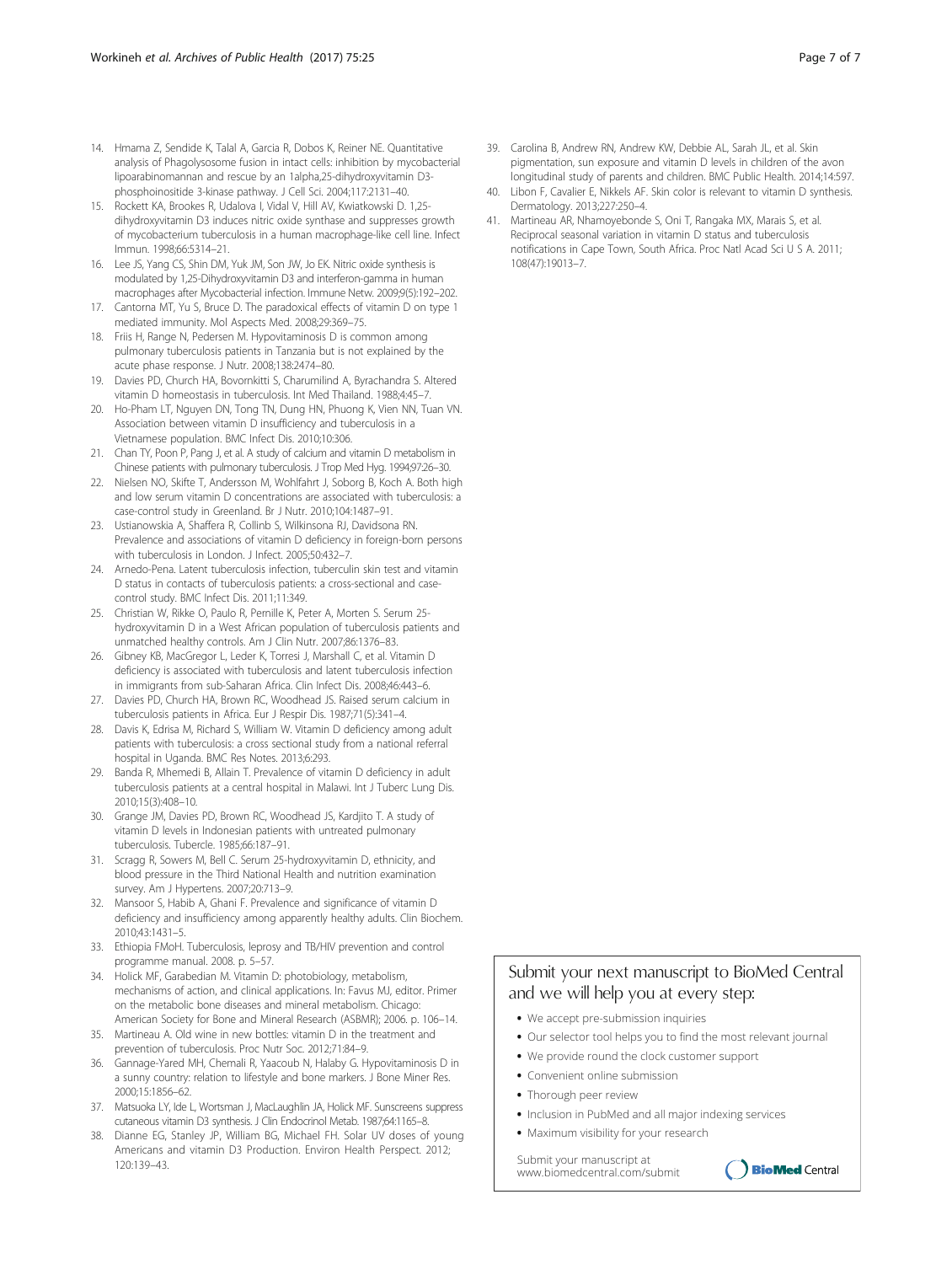14. Hmama Z, Sendide K, Talal A, Garcia R, Dobos K, Reiner NE. Quantitative analysis of Phagolysosome fusion in intact cells: inhibition by mycobacterial lipoarabinomannan and rescue by an 1alpha,25-dihydroxyvitamin D3-phosphoinositide 3-kinase pathway. J Cell Sci. 2004;117:2131–40.
15. Rockett KA, Brookes R, Udalova I, Vidal V, Hill AV, Kwiatkowski D. 1,25-dihydroxyvitamin D3 induces nitric oxide synthase and suppresses growth of mycobacterium tuberculosis in a human macrophage-like cell line. Infect Immun. 1998;66:5314–21.
16. Lee JS, Yang CS, Shin DM, Yuk JM, Son JW, Jo EK. Nitric oxide synthesis is modulated by 1,25-Dihydroxyvitamin D3 and interferon-gamma in human macrophages after Mycobacterial infection. Immune Netw. 2009;9(5):192–202.
17. Cantorna MT, Yu S, Bruce D. The paradoxical effects of vitamin D on type 1 mediated immunity. Mol Aspects Med. 2008;29:369–75.
18. Friis H, Range N, Pedersen M. Hypovitaminosis D is common among pulmonary tuberculosis patients in Tanzania but is not explained by the acute phase response. J Nutr. 2008;138:2474–80.
19. Davies PD, Church HA, Bovornkitti S, Charumilind A, Byrachandra S. Altered vitamin D homeostasis in tuberculosis. Int Med Thailand. 1988;4:45–7.
20. Ho-Pham LT, Nguyen DN, Tong TN, Dung HN, Phuong K, Vien NN, Tuan VN. Association between vitamin D insufficiency and tuberculosis in a Vietnamese population. BMC Infect Dis. 2010;10:306.
21. Chan TY, Poon P, Pang J, et al. A study of calcium and vitamin D metabolism in Chinese patients with pulmonary tuberculosis. J Trop Med Hyg. 1994;97:26–30.
22. Nielsen NO, Skifte T, Andersson M, Wohlfahrt J, Soborg B, Koch A. Both high and low serum vitamin D concentrations are associated with tuberculosis: a case-control study in Greenland. Br J Nutr. 2010;104:1487–91.
23. Ustianowskia A, Shaffera R, Collinb S, Wilkinsona RJ, Davidsona RN. Prevalence and associations of vitamin D deficiency in foreign-born persons with tuberculosis in London. J Infect. 2005;50:432–7.
24. Arnedo-Pena. Latent tuberculosis infection, tuberculin skin test and vitamin D status in contacts of tuberculosis patients: a cross-sectional and case-control study. BMC Infect Dis. 2011;11:349.
25. Christian W, Rikke O, Paulo R, Pernille K, Peter A, Morten S. Serum 25-hydroxyvitamin D in a West African population of tuberculosis patients and unmatched healthy controls. Am J Clin Nutr. 2007;86:1376–83.
26. Gibney KB, MacGregor L, Leder K, Torresi J, Marshall C, et al. Vitamin D deficiency is associated with tuberculosis and latent tuberculosis infection in immigrants from sub-Saharan Africa. Clin Infect Dis. 2008;46:443–6.
27. Davies PD, Church HA, Brown RC, Woodhead JS. Raised serum calcium in tuberculosis patients in Africa. Eur J Respir Dis. 1987;71(5):341–4.
28. Davis K, Edrisa M, Richard S, William W. Vitamin D deficiency among adult patients with tuberculosis: a cross sectional study from a national referral hospital in Uganda. BMC Res Notes. 2013;6:293.
29. Banda R, Mhemedi B, Allain T. Prevalence of vitamin D deficiency in adult tuberculosis patients at a central hospital in Malawi. Int J Tuberc Lung Dis. 2010;15(3):408–10.
30. Grange JM, Davies PD, Brown RC, Woodhead JS, Kardjito T. A study of vitamin D levels in Indonesian patients with untreated pulmonary tuberculosis. Tubercle. 1985;66:187–91.
31. Scragg R, Sowers M, Bell C. Serum 25-hydroxyvitamin D, ethnicity, and blood pressure in the Third National Health and nutrition examination survey. Am J Hypertens. 2007;20:713–9.
32. Mansoor S, Habib A, Ghani F. Prevalence and significance of vitamin D deficiency and insufficiency among apparently healthy adults. Clin Biochem. 2010;43:1431–5.
33. Ethiopia FMoH. Tuberculosis, leprosy and TB/HIV prevention and control programme manual. 2008. p. 5–57.
34. Holick MF, Garabedian M. Vitamin D: photobiology, metabolism, mechanisms of action, and clinical applications. In: Favus MJ, editor. Primer on the metabolic bone diseases and mineral metabolism. Chicago: American Society for Bone and Mineral Research (ASBMR); 2006. p. 106–14.
35. Martineau A. Old wine in new bottles: vitamin D in the treatment and prevention of tuberculosis. Proc Nutr Soc. 2012;71:84–9.
36. Gannage-Yared MH, Chemali R, Yaacoub N, Halaby G. Hypovitaminosis D in a sunny country: relation to lifestyle and bone markers. J Bone Miner Res. 2000;15:1856–62.
37. Matsuoka LY, Ide L, Wortsman J, MacLaughlin JA, Holick MF. Sunscreens suppress cutaneous vitamin D3 synthesis. J Clin Endocrinol Metab. 1987;64:1165–8.
38. Dianne EG, Stanley JP, William BG, Michael FH. Solar UV doses of young Americans and vitamin D3 Production. Environ Health Perspect. 2012;120:139–43.
39. Carolina B, Andrew RN, Andrew KW, Debbie AL, Sarah JL, et al. Skin pigmentation, sun exposure and vitamin D levels in children of the avon longitudinal study of parents and children. BMC Public Health. 2014;14:597.
40. Libon F, Cavalier E, Nikkels AF. Skin color is relevant to vitamin D synthesis. Dermatology. 2013;227:250–4.
41. Martineau AR, Nhamoyebonde S, Oni T, Rangaka MX, Marais S, et al. Reciprocal seasonal variation in vitamin D status and tuberculosis notifications in Cape Town, South Africa. Proc Natl Acad Sci U S A. 2011;108(47):19013–7.

Submit your next manuscript to BioMed Central and we will help you at every step:

- We accept pre-submission inquiries
- Our selector tool helps you to find the most relevant journal
- We provide round the clock customer support
- Convenient online submission
- Thorough peer review
- Inclusion in PubMed and all major indexing services
- Maximum visibility for your research

Submit your manuscript at www.biomedcentral.com/submit

BioMed Central